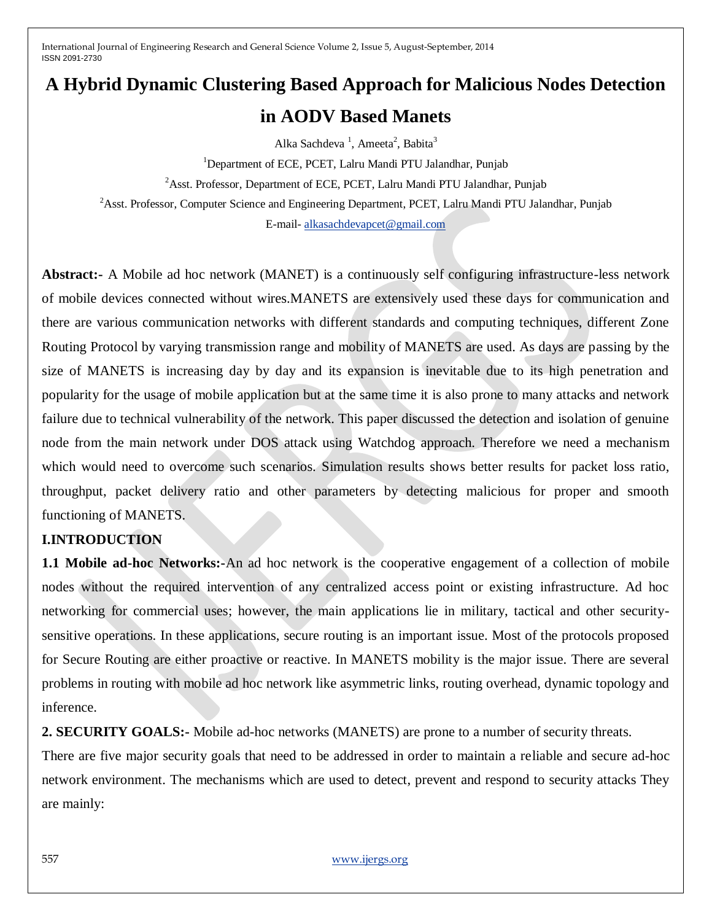# A Hybrid Dynamic Clustering Based Approach for Malicious Nodes Detection in AODV Based Manets

Alka Sachdeva [1], Ameeta[2], Babita[3]

[1]Department of ECE, PCET, Lalru Mandi PTU Jalandhar, Punjab

[2]Asst. Professor, Department of ECE, PCET, Lalru Mandi PTU Jalandhar, Punjab

[2]Asst. Professor, Computer Science and Engineering Department, PCET, Lalru Mandi PTU Jalandhar, Punjab

E-mail- alkasachdevapcet@gmail.com

**Abstract:-** A Mobile ad hoc network (MANET) is a continuously self configuring infrastructure-less network of mobile devices connected without wires.MANETS are extensively used these days for communication and there are various communication networks with different standards and computing techniques, different Zone Routing Protocol by varying transmission range and mobility of MANETS are used. As days are passing by the size of MANETS is increasing day by day and its expansion is inevitable due to its high penetration and popularity for the usage of mobile application but at the same time it is also prone to many attacks and network failure due to technical vulnerability of the network. This paper discussed the detection and isolation of genuine node from the main network under DOS attack using Watchdog approach. Therefore we need a mechanism which would need to overcome such scenarios. Simulation results shows better results for packet loss ratio, throughput, packet delivery ratio and other parameters by detecting malicious for proper and smooth functioning of MANETS.

## I.INTRODUCTION

**1.1 Mobile ad-hoc Networks:-**An ad hoc network is the cooperative engagement of a collection of mobile nodes without the required intervention of any centralized access point or existing infrastructure. Ad hoc networking for commercial uses; however, the main applications lie in military, tactical and other security-sensitive operations. In these applications, secure routing is an important issue. Most of the protocols proposed for Secure Routing are either proactive or reactive. In MANETS mobility is the major issue. There are several problems in routing with mobile ad hoc network like asymmetric links, routing overhead, dynamic topology and inference.

**2. SECURITY GOALS:-** Mobile ad-hoc networks (MANETS) are prone to a number of security threats.

There are five major security goals that need to be addressed in order to maintain a reliable and secure ad-hoc network environment. The mechanisms which are used to detect, prevent and respond to security attacks They are mainly: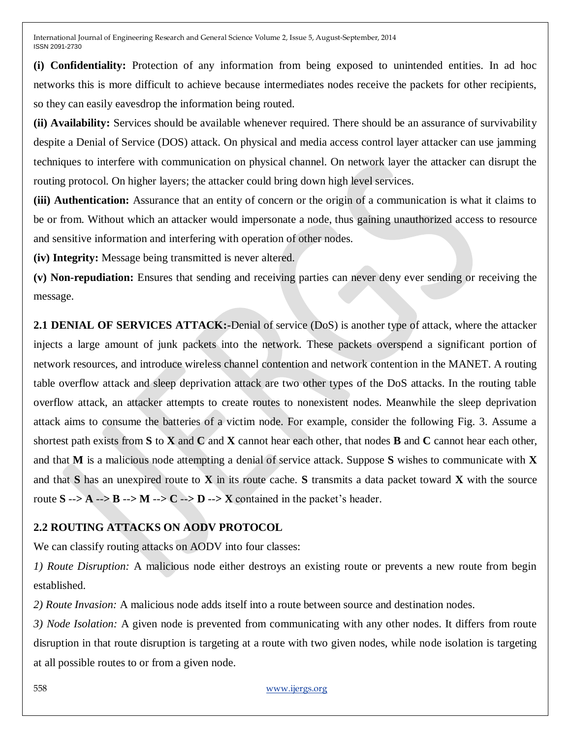**(i) Confidentiality:** Protection of any information from being exposed to unintended entities. In ad hoc networks this is more difficult to achieve because intermediates nodes receive the packets for other recipients, so they can easily eavesdrop the information being routed.

**(ii) Availability:** Services should be available whenever required. There should be an assurance of survivability despite a Denial of Service (DOS) attack. On physical and media access control layer attacker can use jamming techniques to interfere with communication on physical channel. On network layer the attacker can disrupt the routing protocol. On higher layers; the attacker could bring down high level services.

**(iii) Authentication:** Assurance that an entity of concern or the origin of a communication is what it claims to be or from. Without which an attacker would impersonate a node, thus gaining unauthorized access to resource and sensitive information and interfering with operation of other nodes.

**(iv) Integrity:** Message being transmitted is never altered.

**(v) Non-repudiation:** Ensures that sending and receiving parties can never deny ever sending or receiving the message.

**2.1 DENIAL OF SERVICES ATTACK:-**Denial of service (DoS) is another type of attack, where the attacker injects a large amount of junk packets into the network. These packets overspend a significant portion of network resources, and introduce wireless channel contention and network contention in the MANET. A routing table overflow attack and sleep deprivation attack are two other types of the DoS attacks. In the routing table overflow attack, an attacker attempts to create routes to nonexistent nodes. Meanwhile the sleep deprivation attack aims to consume the batteries of a victim node. For example, consider the following Fig. 3. Assume a shortest path exists from **S** to **X** and **C** and **X** cannot hear each other, that nodes **B** and **C** cannot hear each other, and that **M** is a malicious node attempting a denial of service attack. Suppose **S** wishes to communicate with **X** and that **S** has an unexpired route to **X** in its route cache. **S** transmits a data packet toward **X** with the source route **S** --> **A** --> **B** --> **M** --> **C** --> **D** --> **X** contained in the packet's header.

## 2.2 ROUTING ATTACKS ON AODV PROTOCOL

We can classify routing attacks on AODV into four classes:

*1) Route Disruption:* A malicious node either destroys an existing route or prevents a new route from begin established.

*2) Route Invasion:* A malicious node adds itself into a route between source and destination nodes.

*3) Node Isolation:* A given node is prevented from communicating with any other nodes. It differs from route disruption in that route disruption is targeting at a route with two given nodes, while node isolation is targeting at all possible routes to or from a given node.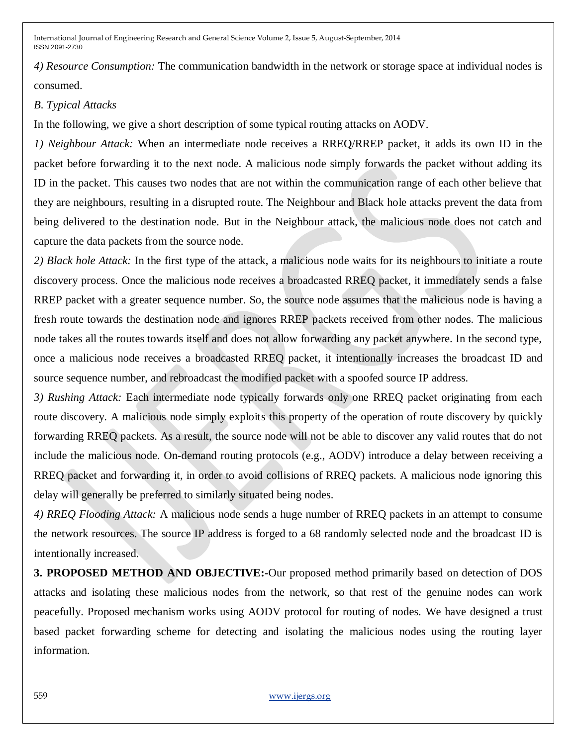*4) Resource Consumption:* The communication bandwidth in the network or storage space at individual nodes is consumed.

*B. Typical Attacks*

In the following, we give a short description of some typical routing attacks on AODV.

*1) Neighbour Attack:* When an intermediate node receives a RREQ/RREP packet, it adds its own ID in the packet before forwarding it to the next node. A malicious node simply forwards the packet without adding its ID in the packet. This causes two nodes that are not within the communication range of each other believe that they are neighbours, resulting in a disrupted route. The Neighbour and Black hole attacks prevent the data from being delivered to the destination node. But in the Neighbour attack, the malicious node does not catch and capture the data packets from the source node.

*2) Black hole Attack:* In the first type of the attack, a malicious node waits for its neighbours to initiate a route discovery process. Once the malicious node receives a broadcasted RREQ packet, it immediately sends a false RREP packet with a greater sequence number. So, the source node assumes that the malicious node is having a fresh route towards the destination node and ignores RREP packets received from other nodes. The malicious node takes all the routes towards itself and does not allow forwarding any packet anywhere. In the second type, once a malicious node receives a broadcasted RREQ packet, it intentionally increases the broadcast ID and source sequence number, and rebroadcast the modified packet with a spoofed source IP address.

*3) Rushing Attack:* Each intermediate node typically forwards only one RREQ packet originating from each route discovery. A malicious node simply exploits this property of the operation of route discovery by quickly forwarding RREQ packets. As a result, the source node will not be able to discover any valid routes that do not include the malicious node. On-demand routing protocols (e.g., AODV) introduce a delay between receiving a RREQ packet and forwarding it, in order to avoid collisions of RREQ packets. A malicious node ignoring this delay will generally be preferred to similarly situated being nodes.

*4) RREQ Flooding Attack:* A malicious node sends a huge number of RREQ packets in an attempt to consume the network resources. The source IP address is forged to a 68 randomly selected node and the broadcast ID is intentionally increased.

**3. PROPOSED METHOD AND OBJECTIVE:-**Our proposed method primarily based on detection of DOS attacks and isolating these malicious nodes from the network, so that rest of the genuine nodes can work peacefully. Proposed mechanism works using AODV protocol for routing of nodes. We have designed a trust based packet forwarding scheme for detecting and isolating the malicious nodes using the routing layer information.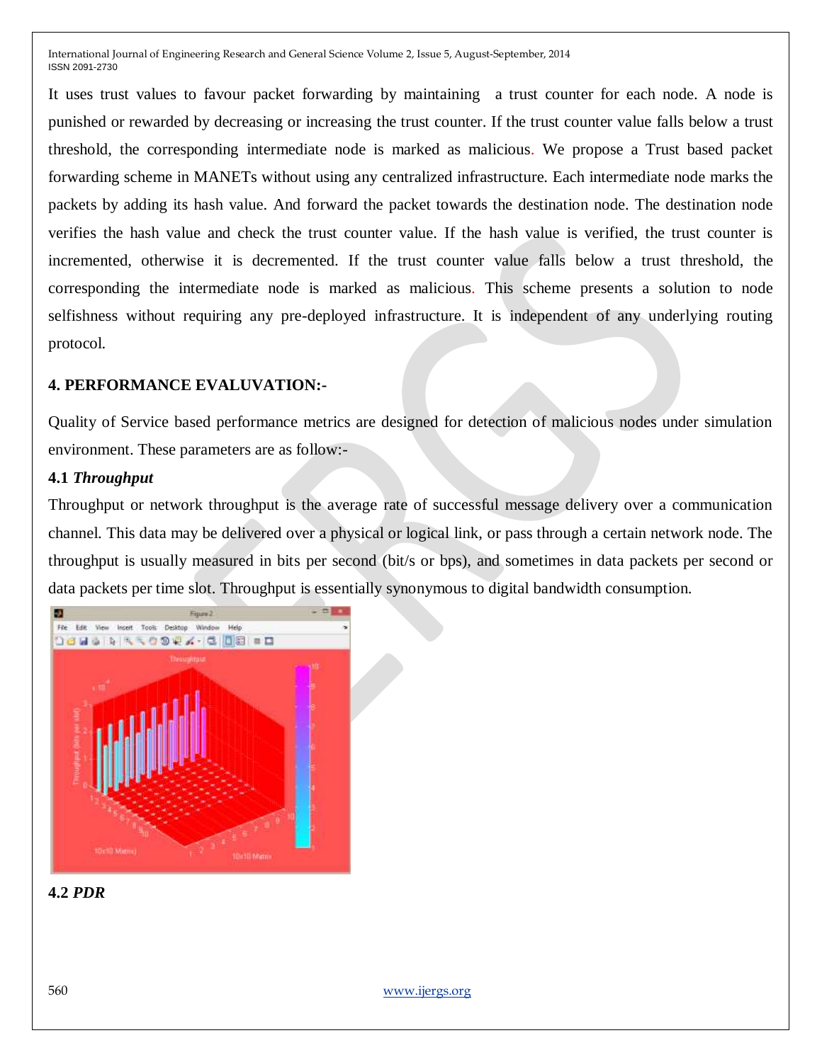It uses trust values to favour packet forwarding by maintaining a trust counter for each node. A node is punished or rewarded by decreasing or increasing the trust counter. If the trust counter value falls below a trust threshold, the corresponding intermediate node is marked as malicious. We propose a Trust based packet forwarding scheme in MANETs without using any centralized infrastructure. Each intermediate node marks the packets by adding its hash value. And forward the packet towards the destination node. The destination node verifies the hash value and check the trust counter value. If the hash value is verified, the trust counter is incremented, otherwise it is decremented. If the trust counter value falls below a trust threshold, the corresponding the intermediate node is marked as malicious. This scheme presents a solution to node selfishness without requiring any pre-deployed infrastructure. It is independent of any underlying routing protocol.

## 4. PERFORMANCE EVALUVATION:-

Quality of Service based performance metrics are designed for detection of malicious nodes under simulation environment. These parameters are as follow:-

### 4.1 *Throughput*

Throughput or network throughput is the average rate of successful message delivery over a communication channel. This data may be delivered over a physical or logical link, or pass through a certain network node. The throughput is usually measured in bits per second (bit/s or bps), and sometimes in data packets per second or data packets per time slot. Throughput is essentially synonymous to digital bandwidth consumption.

### 4.2 *PDR*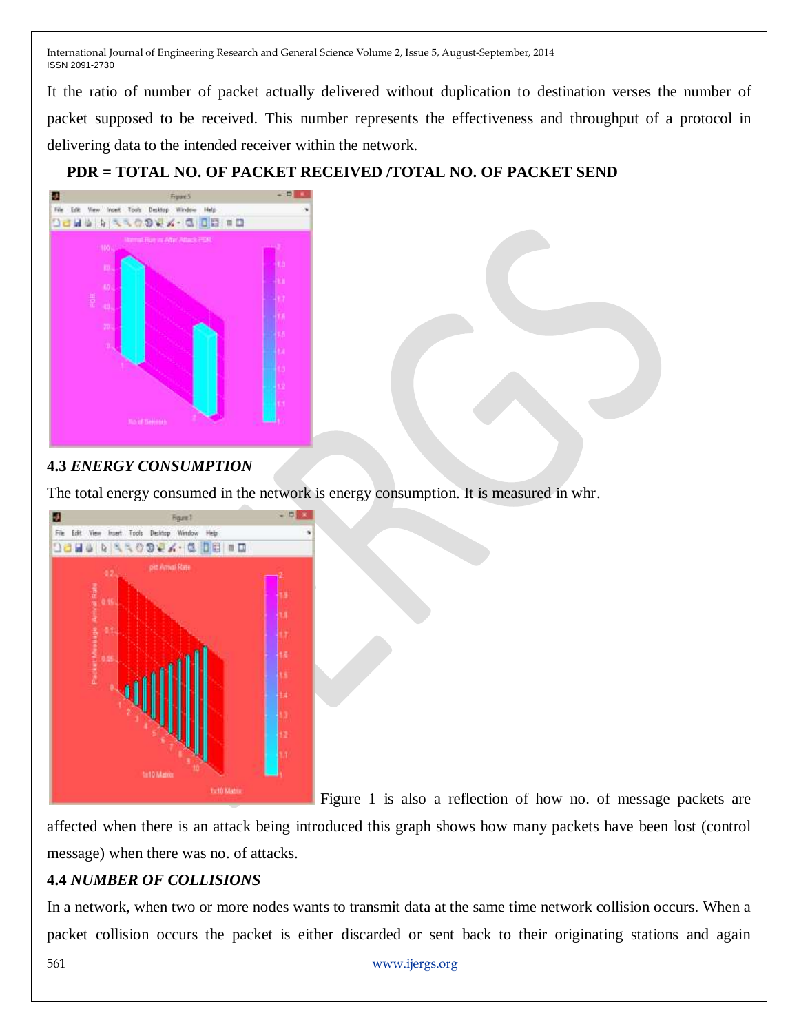It the ratio of number of packet actually delivered without duplication to destination verses the number of packet supposed to be received. This number represents the effectiveness and throughput of a protocol in delivering data to the intended receiver within the network.

**PDR = TOTAL NO. OF PACKET RECEIVED /TOTAL NO. OF PACKET SEND**

### 4.3 *ENERGY CONSUMPTION*

The total energy consumed in the network is energy consumption. It is measured in whr.

Figure 1 is also a reflection of how no. of message packets are affected when there is an attack being introduced this graph shows how many packets have been lost (control message) when there was no. of attacks.

### 4.4 *NUMBER OF COLLISIONS*

In a network, when two or more nodes wants to transmit data at the same time network collision occurs. When a packet collision occurs the packet is either discarded or sent back to their originating stations and again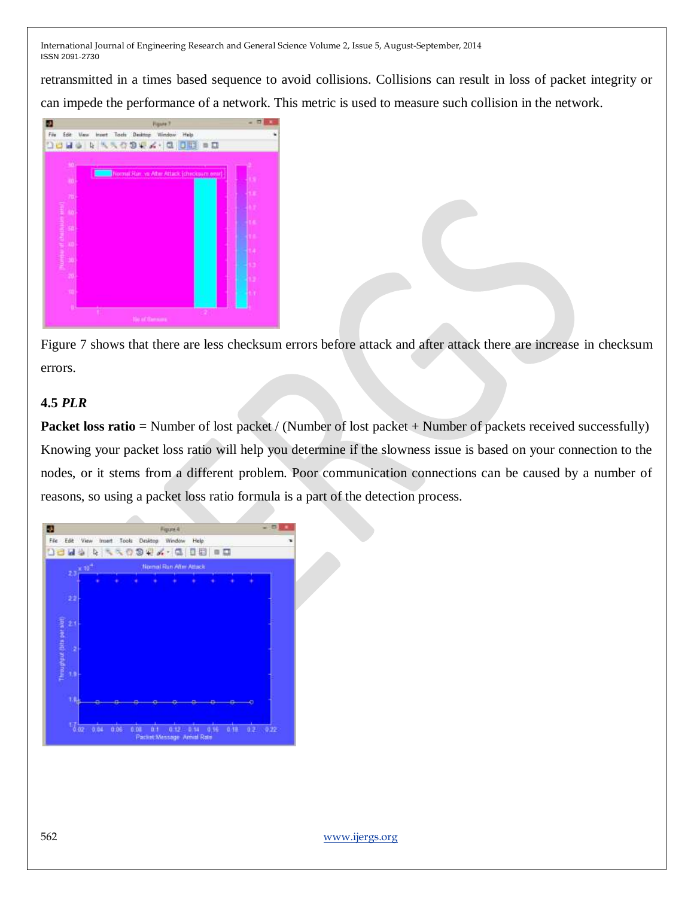retransmitted in a times based sequence to avoid collisions. Collisions can result in loss of packet integrity or can impede the performance of a network. This metric is used to measure such collision in the network.

Figure 7 shows that there are less checksum errors before attack and after attack there are increase in checksum errors.

### 4.5 *PLR*

**Packet loss ratio =** Number of lost packet / (Number of lost packet + Number of packets received successfully)

Knowing your packet loss ratio will help you determine if the slowness issue is based on your connection to the nodes, or it stems from a different problem. Poor communication connections can be caused by a number of reasons, so using a packet loss ratio formula is a part of the detection process.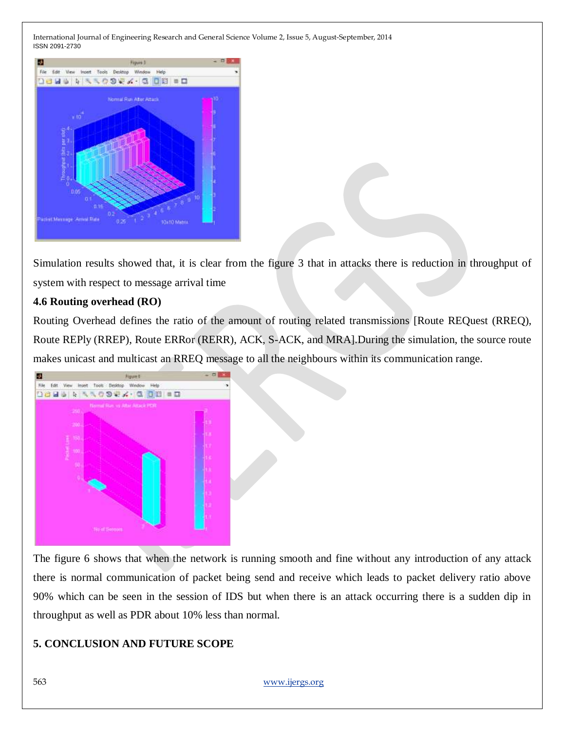Simulation results showed that, it is clear from the figure 3 that in attacks there is reduction in throughput of system with respect to message arrival time

### 4.6 Routing overhead (RO)

Routing Overhead defines the ratio of the amount of routing related transmissions [Route REQuest (RREQ), Route REPly (RREP), Route ERRor (RERR), ACK, S-ACK, and MRA].During the simulation, the source route makes unicast and multicast an RREQ message to all the neighbours within its communication range.

The figure 6 shows that when the network is running smooth and fine without any introduction of any attack there is normal communication of packet being send and receive which leads to packet delivery ratio above 90% which can be seen in the session of IDS but when there is an attack occurring there is a sudden dip in throughput as well as PDR about 10% less than normal.

## 5. CONCLUSION AND FUTURE SCOPE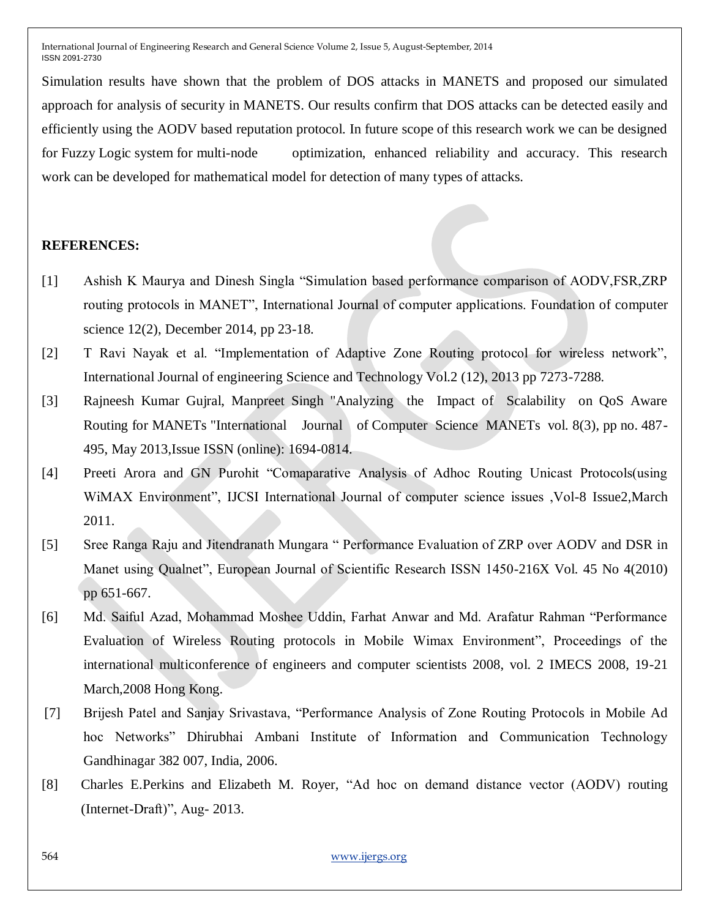Simulation results have shown that the problem of DOS attacks in MANETS and proposed our simulated approach for analysis of security in MANETS. Our results confirm that DOS attacks can be detected easily and efficiently using the AODV based reputation protocol. In future scope of this research work we can be designed for Fuzzy Logic system for multi-node optimization, enhanced reliability and accuracy. This research work can be developed for mathematical model for detection of many types of attacks.

**REFERENCES:**

[1] Ashish K Maurya and Dinesh Singla "Simulation based performance comparison of AODV,FSR,ZRP routing protocols in MANET", International Journal of computer applications. Foundation of computer science 12(2), December 2014, pp 23-18.

[2] T Ravi Nayak et al. "Implementation of Adaptive Zone Routing protocol for wireless network", International Journal of engineering Science and Technology Vol.2 (12), 2013 pp 7273-7288.

[3] Rajneesh Kumar Gujral, Manpreet Singh "Analyzing the Impact of Scalability on QoS Aware Routing for MANETs "International Journal of Computer Science MANETs vol. 8(3), pp no. 487-495, May 2013,Issue ISSN (online): 1694-0814.

[4] Preeti Arora and GN Purohit "Comaparative Analysis of Adhoc Routing Unicast Protocols(using WiMAX Environment", IJCSI International Journal of computer science issues ,Vol-8 Issue2,March 2011.

[5] Sree Ranga Raju and Jitendranath Mungara " Performance Evaluation of ZRP over AODV and DSR in Manet using Qualnet", European Journal of Scientific Research ISSN 1450-216X Vol. 45 No 4(2010) pp 651-667.

[6] Md. Saiful Azad, Mohammad Moshee Uddin, Farhat Anwar and Md. Arafatur Rahman "Performance Evaluation of Wireless Routing protocols in Mobile Wimax Environment", Proceedings of the international multiconference of engineers and computer scientists 2008, vol. 2 IMECS 2008, 19-21 March,2008 Hong Kong.

[7] Brijesh Patel and Sanjay Srivastava, "Performance Analysis of Zone Routing Protocols in Mobile Ad hoc Networks" Dhirubhai Ambani Institute of Information and Communication Technology Gandhinagar 382 007, India, 2006.

[8] Charles E.Perkins and Elizabeth M. Royer, "Ad hoc on demand distance vector (AODV) routing (Internet-Draft)", Aug- 2013.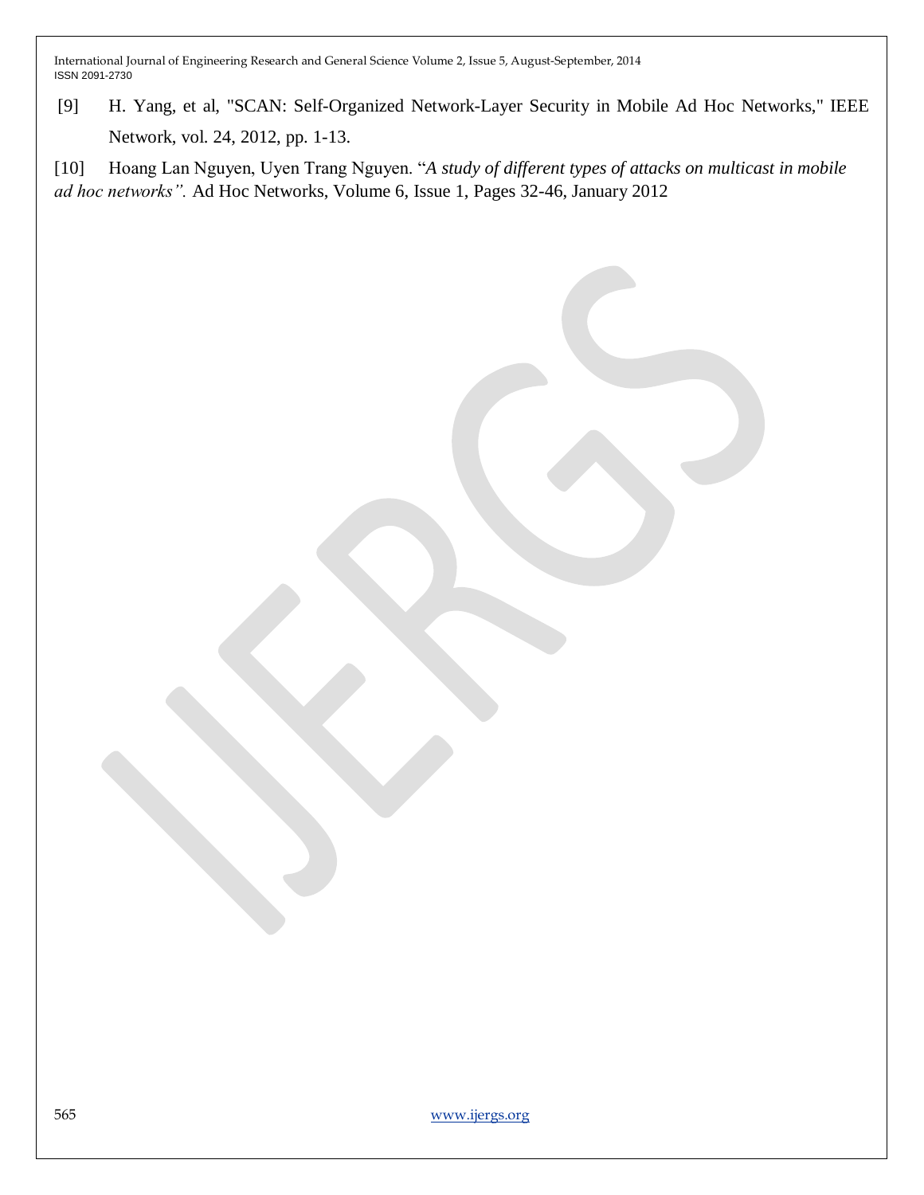[9] H. Yang, et al, "SCAN: Self-Organized Network-Layer Security in Mobile Ad Hoc Networks," IEEE Network, vol. 24, 2012, pp. 1-13.

[10] Hoang Lan Nguyen, Uyen Trang Nguyen. "*A study of different types of attacks on multicast in mobile ad hoc networks".* Ad Hoc Networks, Volume 6, Issue 1, Pages 32-46, January 2012